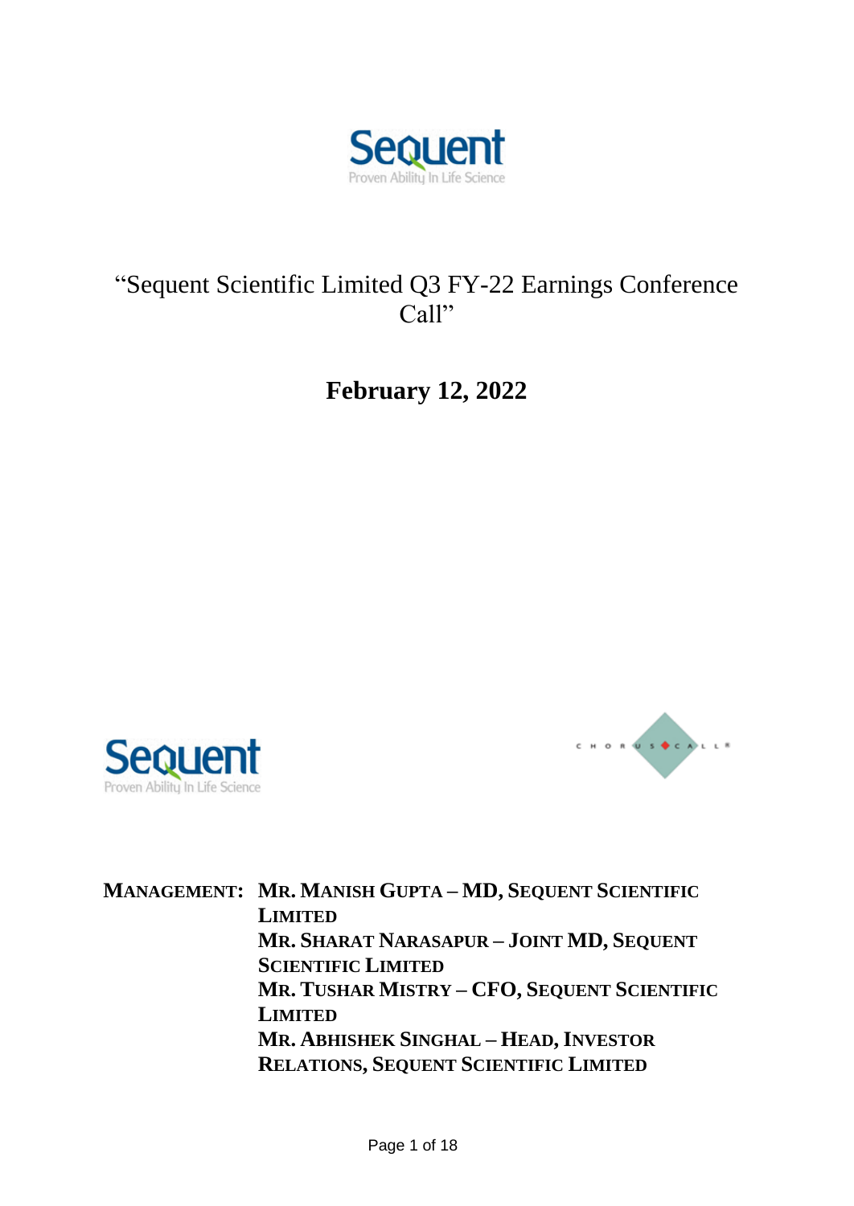# "Sequent Scientific Limited Q3 FY-22 Earnings Conference Call"

## February 12, 2022

**MANAGEMENT:** **MR. MANISH GUPTA – MD, SEQUENT SCIENTIFIC LIMITED**
**MR. SHARAT NARASAPUR – JOINT MD, SEQUENT SCIENTIFIC LIMITED**
**MR. TUSHAR MISTRY – CFO, SEQUENT SCIENTIFIC LIMITED**
**MR. ABHISHEK SINGHAL – HEAD, INVESTOR RELATIONS, SEQUENT SCIENTIFIC LIMITED**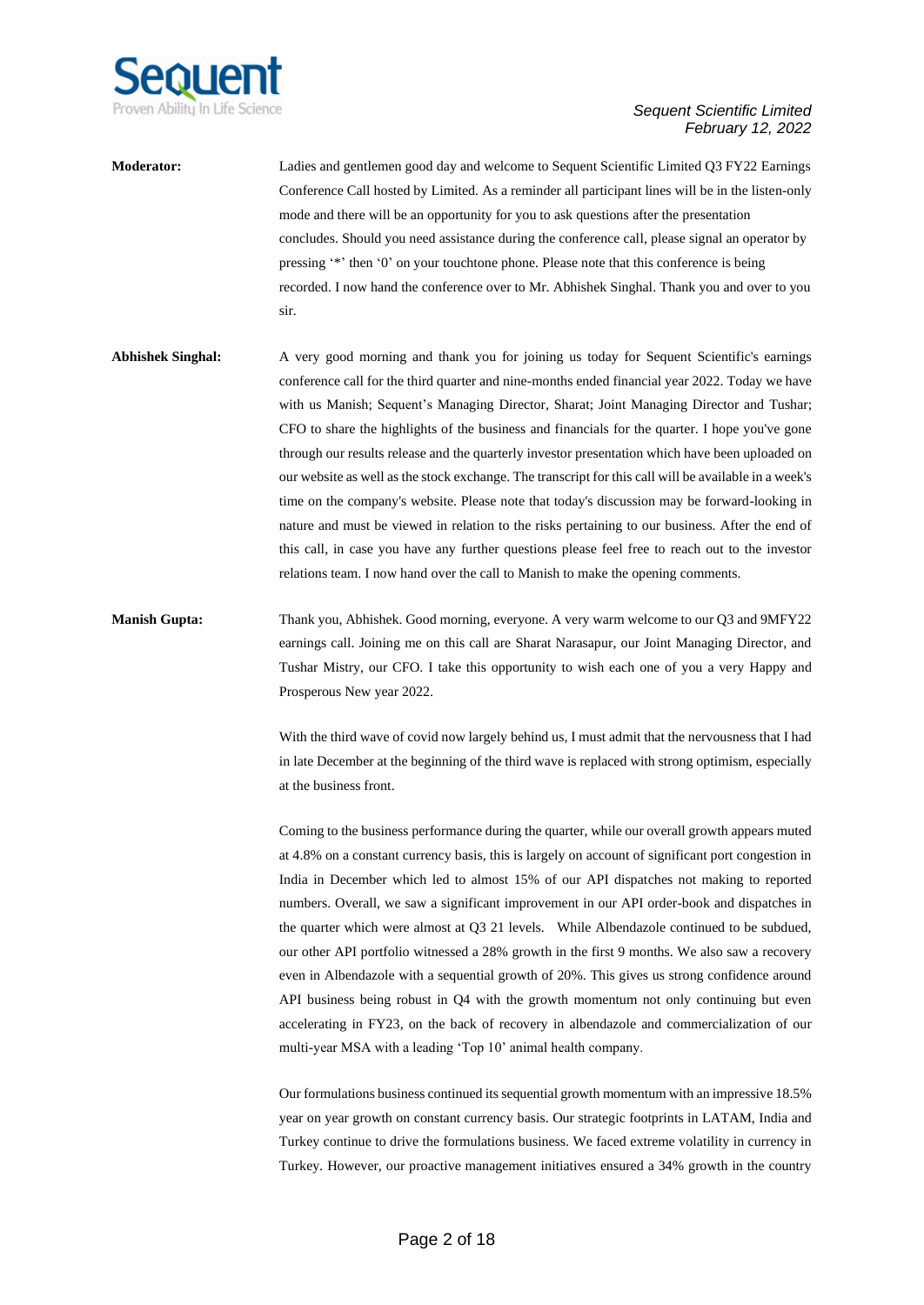**Moderator:** Ladies and gentlemen good day and welcome to Sequent Scientific Limited Q3 FY22 Earnings Conference Call hosted by Limited. As a reminder all participant lines will be in the listen-only mode and there will be an opportunity for you to ask questions after the presentation concludes. Should you need assistance during the conference call, please signal an operator by pressing '*' then '0' on your touchtone phone. Please note that this conference is being recorded. I now hand the conference over to Mr. Abhishek Singhal. Thank you and over to you sir.

**Abhishek Singhal:** A very good morning and thank you for joining us today for Sequent Scientific's earnings conference call for the third quarter and nine-months ended financial year 2022. Today we have with us Manish; Sequent's Managing Director, Sharat; Joint Managing Director and Tushar; CFO to share the highlights of the business and financials for the quarter. I hope you've gone through our results release and the quarterly investor presentation which have been uploaded on our website as well as the stock exchange. The transcript for this call will be available in a week's time on the company's website. Please note that today's discussion may be forward-looking in nature and must be viewed in relation to the risks pertaining to our business. After the end of this call, in case you have any further questions please feel free to reach out to the investor relations team. I now hand over the call to Manish to make the opening comments.

**Manish Gupta:** Thank you, Abhishek. Good morning, everyone. A very warm welcome to our Q3 and 9MFY22 earnings call. Joining me on this call are Sharat Narasapur, our Joint Managing Director, and Tushar Mistry, our CFO. I take this opportunity to wish each one of you a very Happy and Prosperous New year 2022.

With the third wave of covid now largely behind us, I must admit that the nervousness that I had in late December at the beginning of the third wave is replaced with strong optimism, especially at the business front.

Coming to the business performance during the quarter, while our overall growth appears muted at 4.8% on a constant currency basis, this is largely on account of significant port congestion in India in December which led to almost 15% of our API dispatches not making to reported numbers. Overall, we saw a significant improvement in our API order-book and dispatches in the quarter which were almost at Q3 21 levels. While Albendazole continued to be subdued, our other API portfolio witnessed a 28% growth in the first 9 months. We also saw a recovery even in Albendazole with a sequential growth of 20%. This gives us strong confidence around API business being robust in Q4 with the growth momentum not only continuing but even accelerating in FY23, on the back of recovery in albendazole and commercialization of our multi-year MSA with a leading 'Top 10' animal health company.

Our formulations business continued its sequential growth momentum with an impressive 18.5% year on year growth on constant currency basis. Our strategic footprints in LATAM, India and Turkey continue to drive the formulations business. We faced extreme volatility in currency in Turkey. However, our proactive management initiatives ensured a 34% growth in the country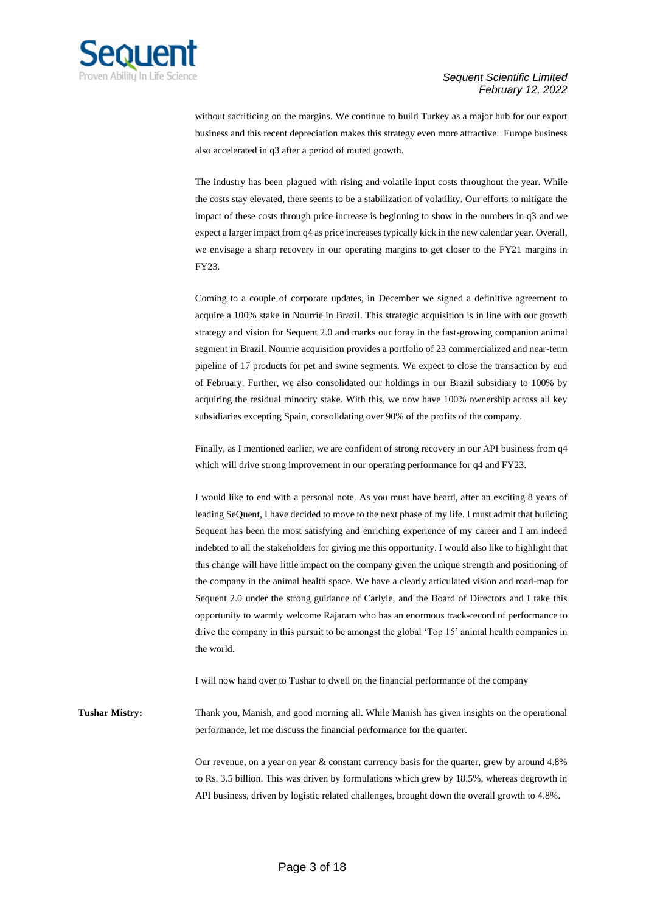without sacrificing on the margins. We continue to build Turkey as a major hub for our export business and this recent depreciation makes this strategy even more attractive. Europe business also accelerated in q3 after a period of muted growth.

The industry has been plagued with rising and volatile input costs throughout the year. While the costs stay elevated, there seems to be a stabilization of volatility. Our efforts to mitigate the impact of these costs through price increase is beginning to show in the numbers in q3 and we expect a larger impact from q4 as price increases typically kick in the new calendar year. Overall, we envisage a sharp recovery in our operating margins to get closer to the FY21 margins in FY23.

Coming to a couple of corporate updates, in December we signed a definitive agreement to acquire a 100% stake in Nourrie in Brazil. This strategic acquisition is in line with our growth strategy and vision for Sequent 2.0 and marks our foray in the fast-growing companion animal segment in Brazil. Nourrie acquisition provides a portfolio of 23 commercialized and near-term pipeline of 17 products for pet and swine segments. We expect to close the transaction by end of February. Further, we also consolidated our holdings in our Brazil subsidiary to 100% by acquiring the residual minority stake. With this, we now have 100% ownership across all key subsidiaries excepting Spain, consolidating over 90% of the profits of the company.

Finally, as I mentioned earlier, we are confident of strong recovery in our API business from q4 which will drive strong improvement in our operating performance for q4 and FY23.

I would like to end with a personal note. As you must have heard, after an exciting 8 years of leading SeQuent, I have decided to move to the next phase of my life. I must admit that building Sequent has been the most satisfying and enriching experience of my career and I am indeed indebted to all the stakeholders for giving me this opportunity. I would also like to highlight that this change will have little impact on the company given the unique strength and positioning of the company in the animal health space. We have a clearly articulated vision and road-map for Sequent 2.0 under the strong guidance of Carlyle, and the Board of Directors and I take this opportunity to warmly welcome Rajaram who has an enormous track-record of performance to drive the company in this pursuit to be amongst the global 'Top 15' animal health companies in the world.

I will now hand over to Tushar to dwell on the financial performance of the company

**Tushar Mistry:** Thank you, Manish, and good morning all. While Manish has given insights on the operational performance, let me discuss the financial performance for the quarter.

Our revenue, on a year on year & constant currency basis for the quarter, grew by around 4.8% to Rs. 3.5 billion. This was driven by formulations which grew by 18.5%, whereas degrowth in API business, driven by logistic related challenges, brought down the overall growth to 4.8%.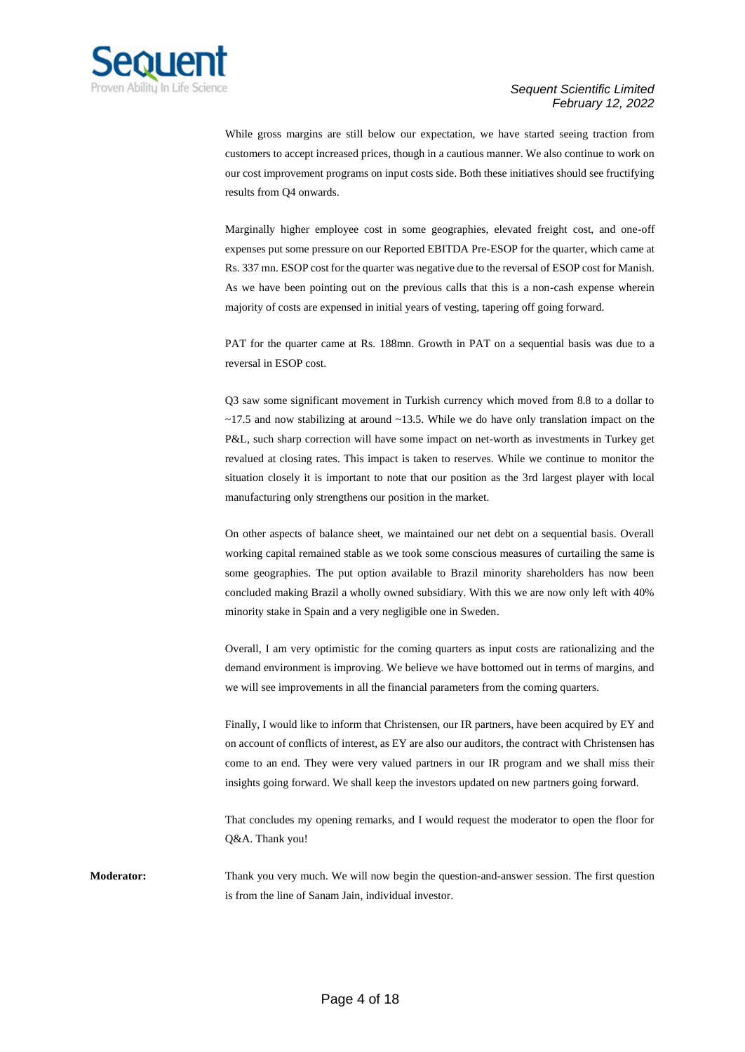While gross margins are still below our expectation, we have started seeing traction from customers to accept increased prices, though in a cautious manner. We also continue to work on our cost improvement programs on input costs side. Both these initiatives should see fructifying results from Q4 onwards.

Marginally higher employee cost in some geographies, elevated freight cost, and one-off expenses put some pressure on our Reported EBITDA Pre-ESOP for the quarter, which came at Rs. 337 mn. ESOP cost for the quarter was negative due to the reversal of ESOP cost for Manish. As we have been pointing out on the previous calls that this is a non-cash expense wherein majority of costs are expensed in initial years of vesting, tapering off going forward.

PAT for the quarter came at Rs. 188mn. Growth in PAT on a sequential basis was due to a reversal in ESOP cost.

Q3 saw some significant movement in Turkish currency which moved from 8.8 to a dollar to ~17.5 and now stabilizing at around ~13.5. While we do have only translation impact on the P&L, such sharp correction will have some impact on net-worth as investments in Turkey get revalued at closing rates. This impact is taken to reserves. While we continue to monitor the situation closely it is important to note that our position as the 3rd largest player with local manufacturing only strengthens our position in the market.

On other aspects of balance sheet, we maintained our net debt on a sequential basis. Overall working capital remained stable as we took some conscious measures of curtailing the same is some geographies. The put option available to Brazil minority shareholders has now been concluded making Brazil a wholly owned subsidiary. With this we are now only left with 40% minority stake in Spain and a very negligible one in Sweden.

Overall, I am very optimistic for the coming quarters as input costs are rationalizing and the demand environment is improving. We believe we have bottomed out in terms of margins, and we will see improvements in all the financial parameters from the coming quarters.

Finally, I would like to inform that Christensen, our IR partners, have been acquired by EY and on account of conflicts of interest, as EY are also our auditors, the contract with Christensen has come to an end. They were very valued partners in our IR program and we shall miss their insights going forward. We shall keep the investors updated on new partners going forward.

That concludes my opening remarks, and I would request the moderator to open the floor for Q&A. Thank you!

**Moderator:** Thank you very much. We will now begin the question-and-answer session. The first question is from the line of Sanam Jain, individual investor.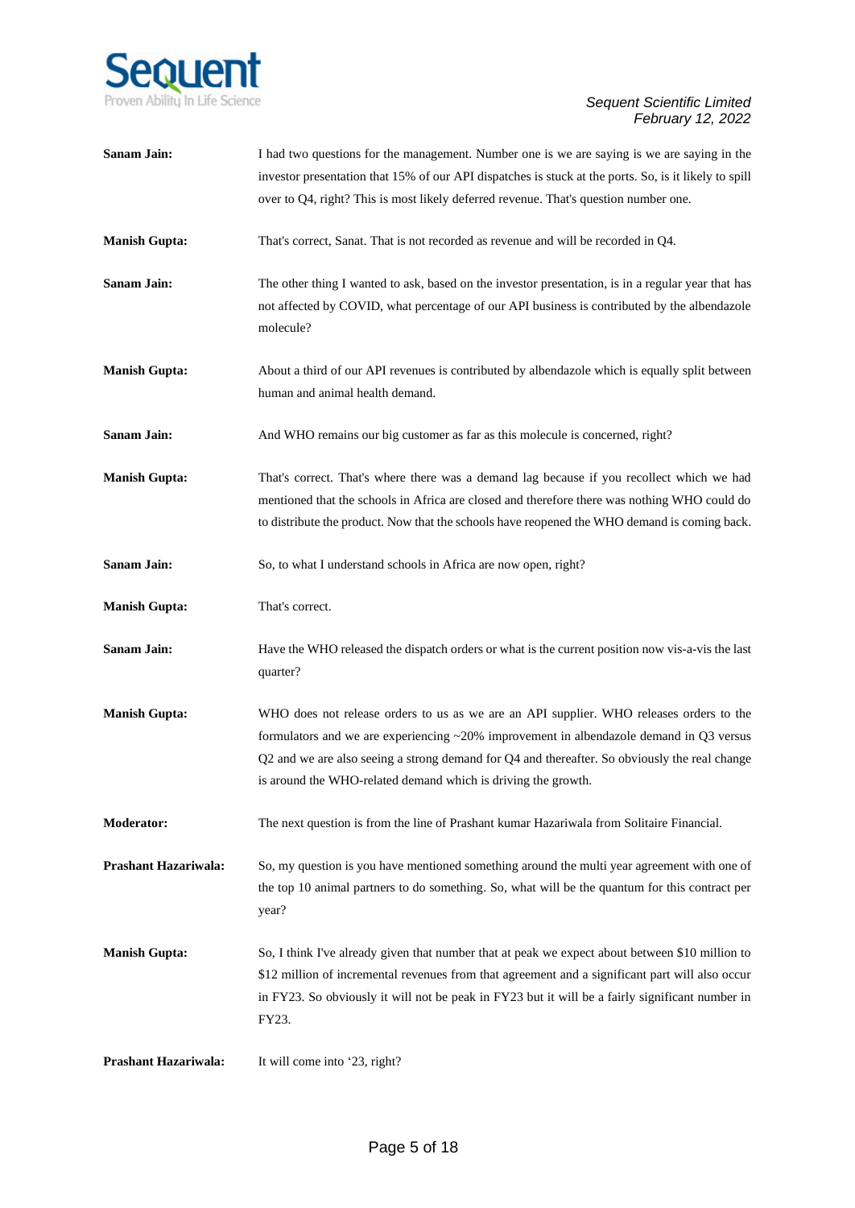**Sanam Jain:** I had two questions for the management. Number one is we are saying is we are saying in the investor presentation that 15% of our API dispatches is stuck at the ports. So, is it likely to spill over to Q4, right? This is most likely deferred revenue. That's question number one.

**Manish Gupta:** That's correct, Sanat. That is not recorded as revenue and will be recorded in Q4.

**Sanam Jain:** The other thing I wanted to ask, based on the investor presentation, is in a regular year that has not affected by COVID, what percentage of our API business is contributed by the albendazole molecule?

**Manish Gupta:** About a third of our API revenues is contributed by albendazole which is equally split between human and animal health demand.

**Sanam Jain:** And WHO remains our big customer as far as this molecule is concerned, right?

**Manish Gupta:** That's correct. That's where there was a demand lag because if you recollect which we had mentioned that the schools in Africa are closed and therefore there was nothing WHO could do to distribute the product. Now that the schools have reopened the WHO demand is coming back.

**Sanam Jain:** So, to what I understand schools in Africa are now open, right?

**Manish Gupta:** That's correct.

**Sanam Jain:** Have the WHO released the dispatch orders or what is the current position now vis-a-vis the last quarter?

**Manish Gupta:** WHO does not release orders to us as we are an API supplier. WHO releases orders to the formulators and we are experiencing ~20% improvement in albendazole demand in Q3 versus Q2 and we are also seeing a strong demand for Q4 and thereafter. So obviously the real change is around the WHO-related demand which is driving the growth.

**Moderator:** The next question is from the line of Prashant kumar Hazariwala from Solitaire Financial.

**Prashant Hazariwala:** So, my question is you have mentioned something around the multi year agreement with one of the top 10 animal partners to do something. So, what will be the quantum for this contract per year?

**Manish Gupta:** So, I think I've already given that number that at peak we expect about between $10 million to $12 million of incremental revenues from that agreement and a significant part will also occur in FY23. So obviously it will not be peak in FY23 but it will be a fairly significant number in FY23.

**Prashant Hazariwala:** It will come into '23, right?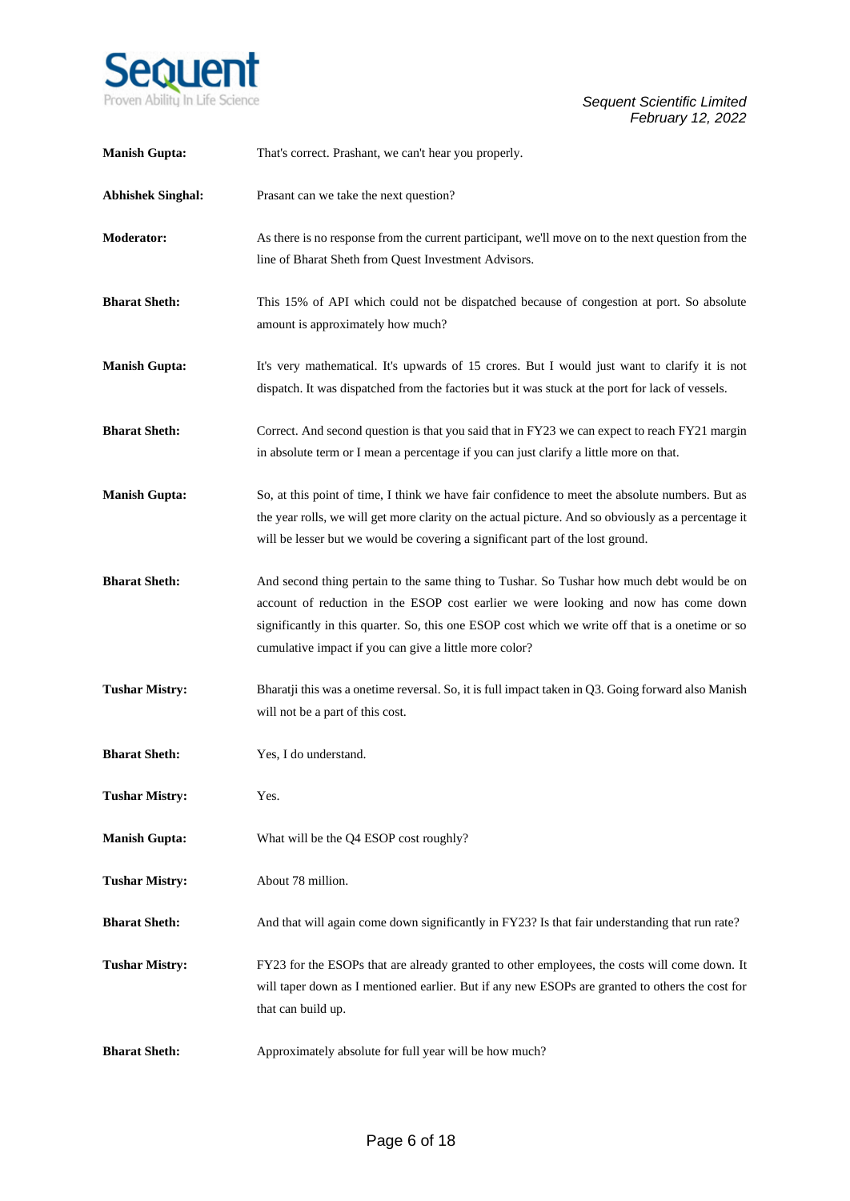**Manish Gupta:** That's correct. Prashant, we can't hear you properly.

**Abhishek Singhal:** Prasant can we take the next question?

**Moderator:** As there is no response from the current participant, we'll move on to the next question from the line of Bharat Sheth from Quest Investment Advisors.

**Bharat Sheth:** This 15% of API which could not be dispatched because of congestion at port. So absolute amount is approximately how much?

**Manish Gupta:** It's very mathematical. It's upwards of 15 crores. But I would just want to clarify it is not dispatch. It was dispatched from the factories but it was stuck at the port for lack of vessels.

**Bharat Sheth:** Correct. And second question is that you said that in FY23 we can expect to reach FY21 margin in absolute term or I mean a percentage if you can just clarify a little more on that.

**Manish Gupta:** So, at this point of time, I think we have fair confidence to meet the absolute numbers. But as the year rolls, we will get more clarity on the actual picture. And so obviously as a percentage it will be lesser but we would be covering a significant part of the lost ground.

**Bharat Sheth:** And second thing pertain to the same thing to Tushar. So Tushar how much debt would be on account of reduction in the ESOP cost earlier we were looking and now has come down significantly in this quarter. So, this one ESOP cost which we write off that is a onetime or so cumulative impact if you can give a little more color?

**Tushar Mistry:** Bharatji this was a onetime reversal. So, it is full impact taken in Q3. Going forward also Manish will not be a part of this cost.

**Bharat Sheth:** Yes, I do understand.

**Tushar Mistry:** Yes.

**Manish Gupta:** What will be the Q4 ESOP cost roughly?

**Tushar Mistry:** About 78 million.

**Bharat Sheth:** And that will again come down significantly in FY23? Is that fair understanding that run rate?

**Tushar Mistry:** FY23 for the ESOPs that are already granted to other employees, the costs will come down. It will taper down as I mentioned earlier. But if any new ESOPs are granted to others the cost for that can build up.

**Bharat Sheth:** Approximately absolute for full year will be how much?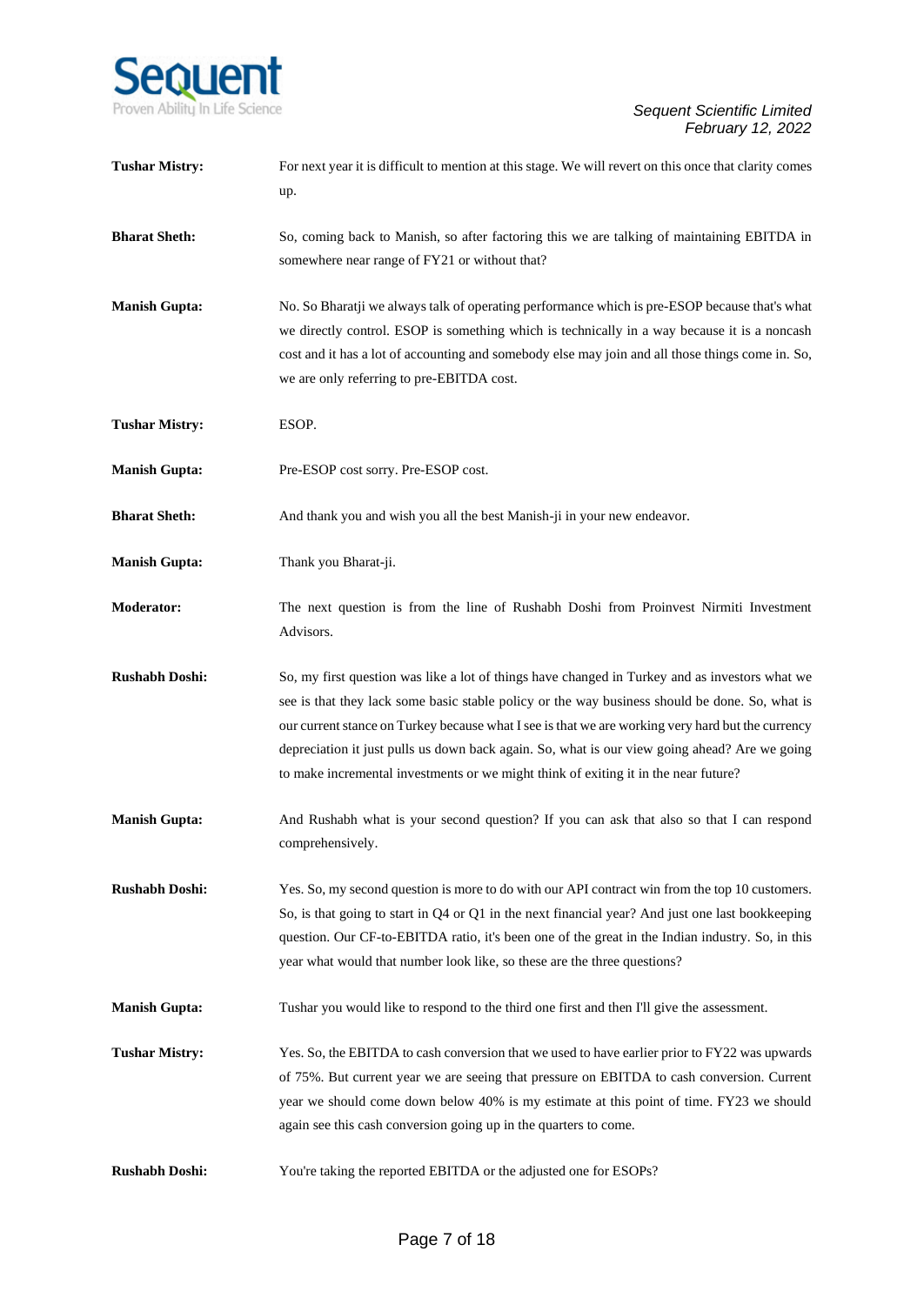**Tushar Mistry:** For next year it is difficult to mention at this stage. We will revert on this once that clarity comes up.

**Bharat Sheth:** So, coming back to Manish, so after factoring this we are talking of maintaining EBITDA in somewhere near range of FY21 or without that?

**Manish Gupta:** No. So Bharatji we always talk of operating performance which is pre-ESOP because that's what we directly control. ESOP is something which is technically in a way because it is a noncash cost and it has a lot of accounting and somebody else may join and all those things come in. So, we are only referring to pre-EBITDA cost.

**Tushar Mistry:** ESOP.

**Manish Gupta:** Pre-ESOP cost sorry. Pre-ESOP cost.

**Bharat Sheth:** And thank you and wish you all the best Manish-ji in your new endeavor.

**Manish Gupta:** Thank you Bharat-ji.

**Moderator:** The next question is from the line of Rushabh Doshi from Proinvest Nirmiti Investment Advisors.

**Rushabh Doshi:** So, my first question was like a lot of things have changed in Turkey and as investors what we see is that they lack some basic stable policy or the way business should be done. So, what is our current stance on Turkey because what I see is that we are working very hard but the currency depreciation it just pulls us down back again. So, what is our view going ahead? Are we going to make incremental investments or we might think of exiting it in the near future?

**Manish Gupta:** And Rushabh what is your second question? If you can ask that also so that I can respond comprehensively.

**Rushabh Doshi:** Yes. So, my second question is more to do with our API contract win from the top 10 customers. So, is that going to start in Q4 or Q1 in the next financial year? And just one last bookkeeping question. Our CF-to-EBITDA ratio, it's been one of the great in the Indian industry. So, in this year what would that number look like, so these are the three questions?

**Manish Gupta:** Tushar you would like to respond to the third one first and then I'll give the assessment.

**Tushar Mistry:** Yes. So, the EBITDA to cash conversion that we used to have earlier prior to FY22 was upwards of 75%. But current year we are seeing that pressure on EBITDA to cash conversion. Current year we should come down below 40% is my estimate at this point of time. FY23 we should again see this cash conversion going up in the quarters to come.

**Rushabh Doshi:** You're taking the reported EBITDA or the adjusted one for ESOPs?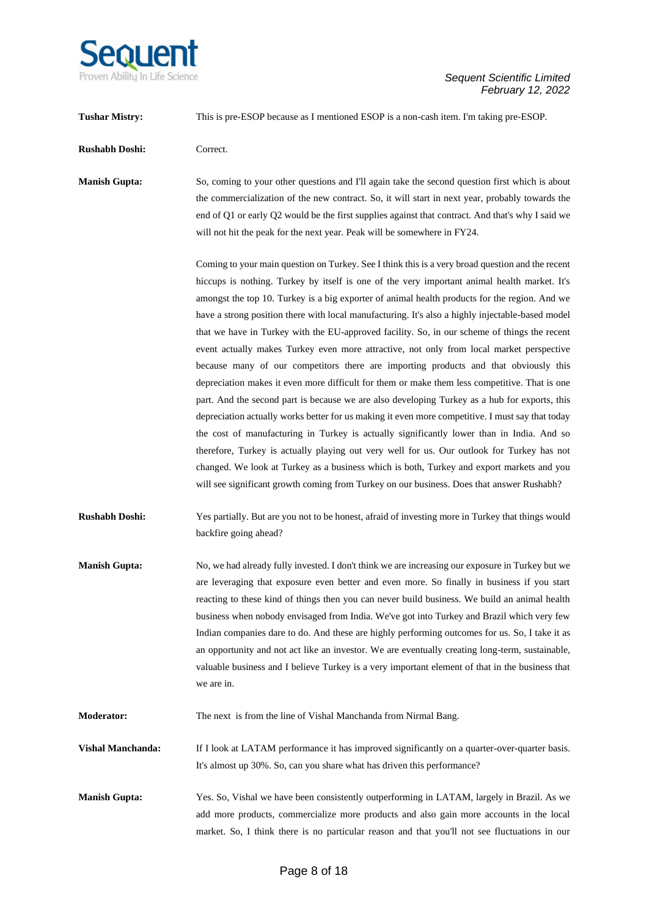**Tushar Mistry:** This is pre-ESOP because as I mentioned ESOP is a non-cash item. I'm taking pre-ESOP.

**Rushabh Doshi:** Correct.

**Manish Gupta:** So, coming to your other questions and I'll again take the second question first which is about the commercialization of the new contract. So, it will start in next year, probably towards the end of Q1 or early Q2 would be the first supplies against that contract. And that's why I said we will not hit the peak for the next year. Peak will be somewhere in FY24.

Coming to your main question on Turkey. See I think this is a very broad question and the recent hiccups is nothing. Turkey by itself is one of the very important animal health market. It's amongst the top 10. Turkey is a big exporter of animal health products for the region. And we have a strong position there with local manufacturing. It's also a highly injectable-based model that we have in Turkey with the EU-approved facility. So, in our scheme of things the recent event actually makes Turkey even more attractive, not only from local market perspective because many of our competitors there are importing products and that obviously this depreciation makes it even more difficult for them or make them less competitive. That is one part. And the second part is because we are also developing Turkey as a hub for exports, this depreciation actually works better for us making it even more competitive. I must say that today the cost of manufacturing in Turkey is actually significantly lower than in India. And so therefore, Turkey is actually playing out very well for us. Our outlook for Turkey has not changed. We look at Turkey as a business which is both, Turkey and export markets and you will see significant growth coming from Turkey on our business. Does that answer Rushabh?

**Rushabh Doshi:** Yes partially. But are you not to be honest, afraid of investing more in Turkey that things would backfire going ahead?

**Manish Gupta:** No, we had already fully invested. I don't think we are increasing our exposure in Turkey but we are leveraging that exposure even better and even more. So finally in business if you start reacting to these kind of things then you can never build business. We build an animal health business when nobody envisaged from India. We've got into Turkey and Brazil which very few Indian companies dare to do. And these are highly performing outcomes for us. So, I take it as an opportunity and not act like an investor. We are eventually creating long-term, sustainable, valuable business and I believe Turkey is a very important element of that in the business that we are in.

**Moderator:** The next is from the line of Vishal Manchanda from Nirmal Bang.

**Vishal Manchanda:** If I look at LATAM performance it has improved significantly on a quarter-over-quarter basis. It's almost up 30%. So, can you share what has driven this performance?

**Manish Gupta:** Yes. So, Vishal we have been consistently outperforming in LATAM, largely in Brazil. As we add more products, commercialize more products and also gain more accounts in the local market. So, I think there is no particular reason and that you'll not see fluctuations in our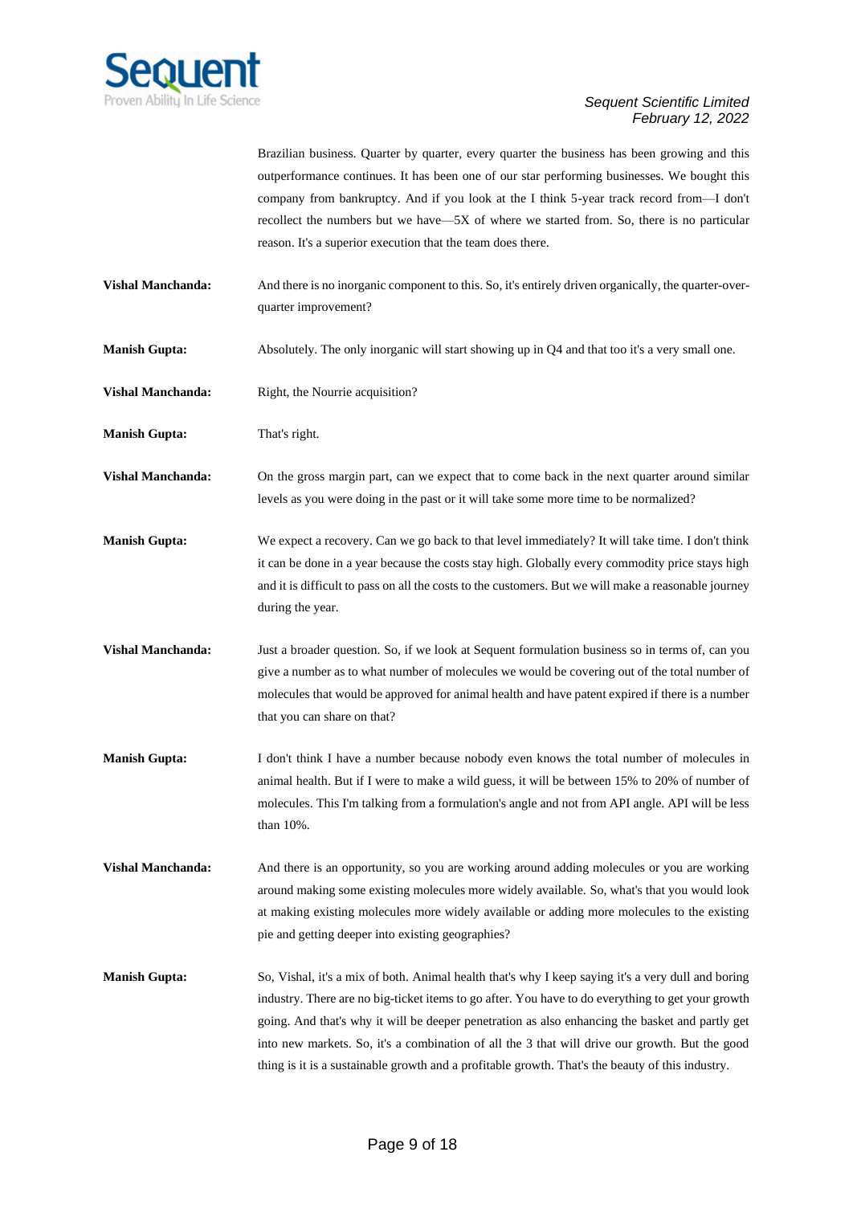Brazilian business. Quarter by quarter, every quarter the business has been growing and this outperformance continues. It has been one of our star performing businesses. We bought this company from bankruptcy. And if you look at the I think 5-year track record from—I don't recollect the numbers but we have—5X of where we started from. So, there is no particular reason. It's a superior execution that the team does there.

**Vishal Manchanda:** And there is no inorganic component to this. So, it's entirely driven organically, the quarter-over-quarter improvement?

**Manish Gupta:** Absolutely. The only inorganic will start showing up in Q4 and that too it's a very small one.

**Vishal Manchanda:** Right, the Nourrie acquisition?

**Manish Gupta:** That's right.

**Vishal Manchanda:** On the gross margin part, can we expect that to come back in the next quarter around similar levels as you were doing in the past or it will take some more time to be normalized?

**Manish Gupta:** We expect a recovery. Can we go back to that level immediately? It will take time. I don't think it can be done in a year because the costs stay high. Globally every commodity price stays high and it is difficult to pass on all the costs to the customers. But we will make a reasonable journey during the year.

**Vishal Manchanda:** Just a broader question. So, if we look at Sequent formulation business so in terms of, can you give a number as to what number of molecules we would be covering out of the total number of molecules that would be approved for animal health and have patent expired if there is a number that you can share on that?

**Manish Gupta:** I don't think I have a number because nobody even knows the total number of molecules in animal health. But if I were to make a wild guess, it will be between 15% to 20% of number of molecules. This I'm talking from a formulation's angle and not from API angle. API will be less than 10%.

**Vishal Manchanda:** And there is an opportunity, so you are working around adding molecules or you are working around making some existing molecules more widely available. So, what's that you would look at making existing molecules more widely available or adding more molecules to the existing pie and getting deeper into existing geographies?

**Manish Gupta:** So, Vishal, it's a mix of both. Animal health that's why I keep saying it's a very dull and boring industry. There are no big-ticket items to go after. You have to do everything to get your growth going. And that's why it will be deeper penetration as also enhancing the basket and partly get into new markets. So, it's a combination of all the 3 that will drive our growth. But the good thing is it is a sustainable growth and a profitable growth. That's the beauty of this industry.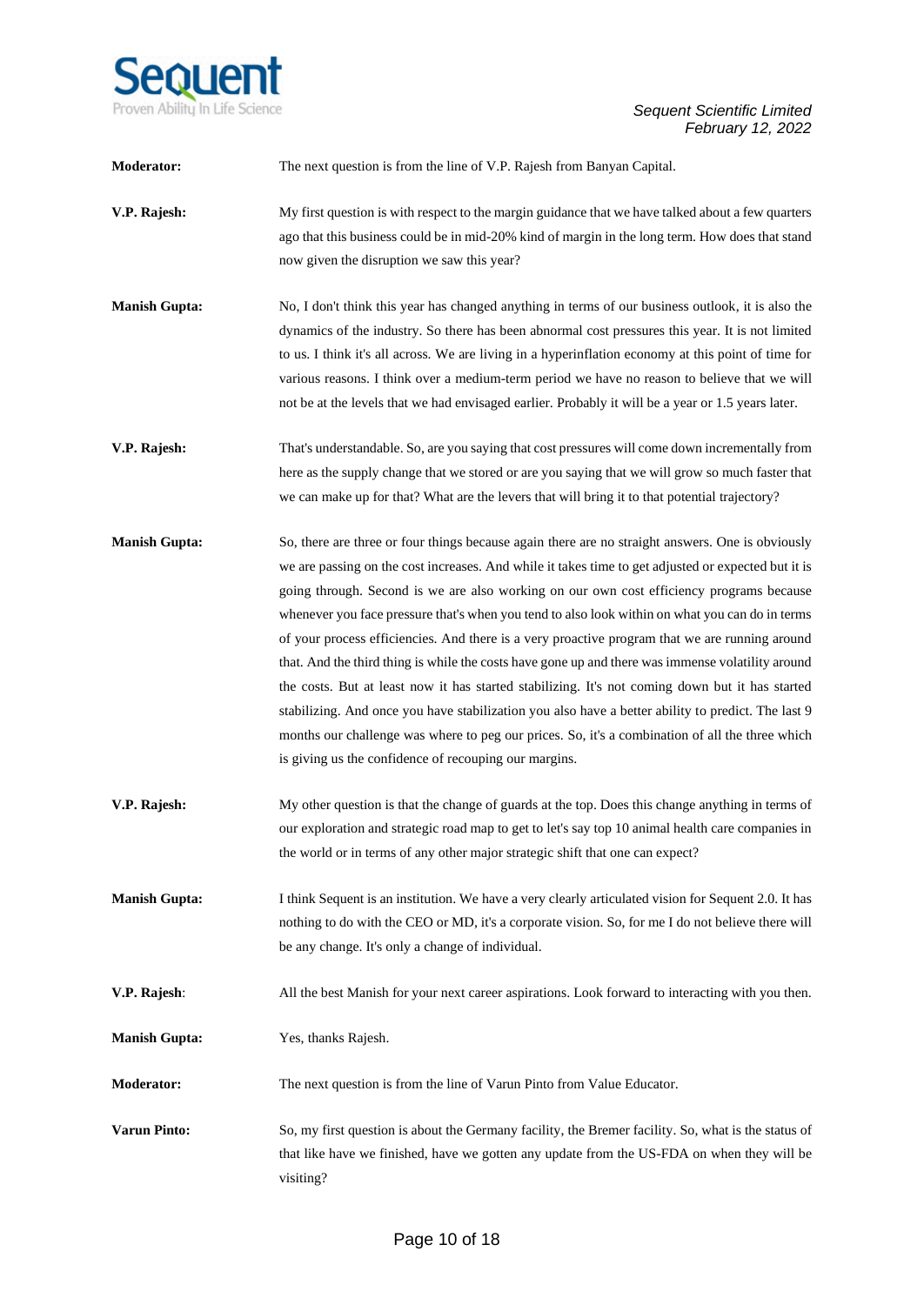**Moderator:** The next question is from the line of V.P. Rajesh from Banyan Capital.

**V.P. Rajesh:** My first question is with respect to the margin guidance that we have talked about a few quarters ago that this business could be in mid-20% kind of margin in the long term. How does that stand now given the disruption we saw this year?

**Manish Gupta:** No, I don't think this year has changed anything in terms of our business outlook, it is also the dynamics of the industry. So there has been abnormal cost pressures this year. It is not limited to us. I think it's all across. We are living in a hyperinflation economy at this point of time for various reasons. I think over a medium-term period we have no reason to believe that we will not be at the levels that we had envisaged earlier. Probably it will be a year or 1.5 years later.

**V.P. Rajesh:** That's understandable. So, are you saying that cost pressures will come down incrementally from here as the supply change that we stored or are you saying that we will grow so much faster that we can make up for that? What are the levers that will bring it to that potential trajectory?

**Manish Gupta:** So, there are three or four things because again there are no straight answers. One is obviously we are passing on the cost increases. And while it takes time to get adjusted or expected but it is going through. Second is we are also working on our own cost efficiency programs because whenever you face pressure that's when you tend to also look within on what you can do in terms of your process efficiencies. And there is a very proactive program that we are running around that. And the third thing is while the costs have gone up and there was immense volatility around the costs. But at least now it has started stabilizing. It's not coming down but it has started stabilizing. And once you have stabilization you also have a better ability to predict. The last 9 months our challenge was where to peg our prices. So, it's a combination of all the three which is giving us the confidence of recouping our margins.

**V.P. Rajesh:** My other question is that the change of guards at the top. Does this change anything in terms of our exploration and strategic road map to get to let's say top 10 animal health care companies in the world or in terms of any other major strategic shift that one can expect?

**Manish Gupta:** I think Sequent is an institution. We have a very clearly articulated vision for Sequent 2.0. It has nothing to do with the CEO or MD, it's a corporate vision. So, for me I do not believe there will be any change. It's only a change of individual.

**V.P. Rajesh**: All the best Manish for your next career aspirations. Look forward to interacting with you then.

**Manish Gupta:** Yes, thanks Rajesh.

**Moderator:** The next question is from the line of Varun Pinto from Value Educator.

**Varun Pinto:** So, my first question is about the Germany facility, the Bremer facility. So, what is the status of that like have we finished, have we gotten any update from the US-FDA on when they will be visiting?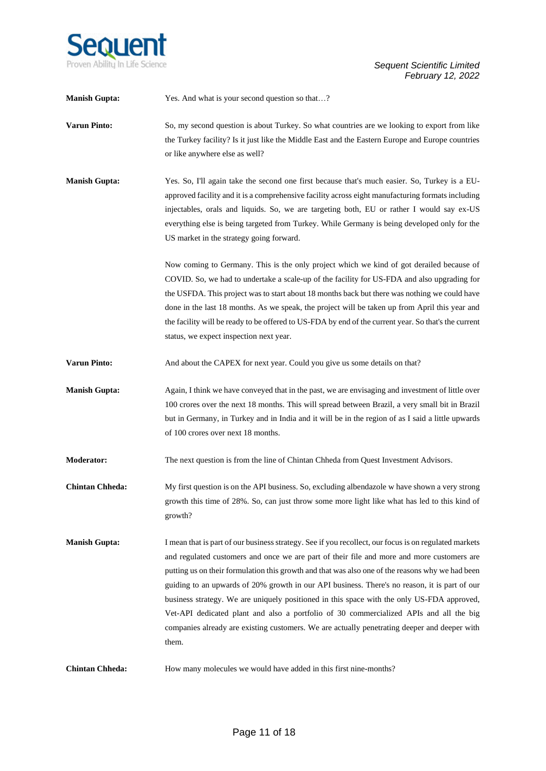**Manish Gupta:** Yes. And what is your second question so that…?

**Varun Pinto:** So, my second question is about Turkey. So what countries are we looking to export from like the Turkey facility? Is it just like the Middle East and the Eastern Europe and Europe countries or like anywhere else as well?

**Manish Gupta:** Yes. So, I'll again take the second one first because that's much easier. So, Turkey is a EU-approved facility and it is a comprehensive facility across eight manufacturing formats including injectables, orals and liquids. So, we are targeting both, EU or rather I would say ex-US everything else is being targeted from Turkey. While Germany is being developed only for the US market in the strategy going forward.

Now coming to Germany. This is the only project which we kind of got derailed because of COVID. So, we had to undertake a scale-up of the facility for US-FDA and also upgrading for the USFDA. This project was to start about 18 months back but there was nothing we could have done in the last 18 months. As we speak, the project will be taken up from April this year and the facility will be ready to be offered to US-FDA by end of the current year. So that's the current status, we expect inspection next year.

**Varun Pinto:** And about the CAPEX for next year. Could you give us some details on that?

**Manish Gupta:** Again, I think we have conveyed that in the past, we are envisaging and investment of little over 100 crores over the next 18 months. This will spread between Brazil, a very small bit in Brazil but in Germany, in Turkey and in India and it will be in the region of as I said a little upwards of 100 crores over next 18 months.

**Moderator:** The next question is from the line of Chintan Chheda from Quest Investment Advisors.

**Chintan Chheda:** My first question is on the API business. So, excluding albendazole w have shown a very strong growth this time of 28%. So, can just throw some more light like what has led to this kind of growth?

**Manish Gupta:** I mean that is part of our business strategy. See if you recollect, our focus is on regulated markets and regulated customers and once we are part of their file and more and more customers are putting us on their formulation this growth and that was also one of the reasons why we had been guiding to an upwards of 20% growth in our API business. There's no reason, it is part of our business strategy. We are uniquely positioned in this space with the only US-FDA approved, Vet-API dedicated plant and also a portfolio of 30 commercialized APIs and all the big companies already are existing customers. We are actually penetrating deeper and deeper with them.

**Chintan Chheda:** How many molecules we would have added in this first nine-months?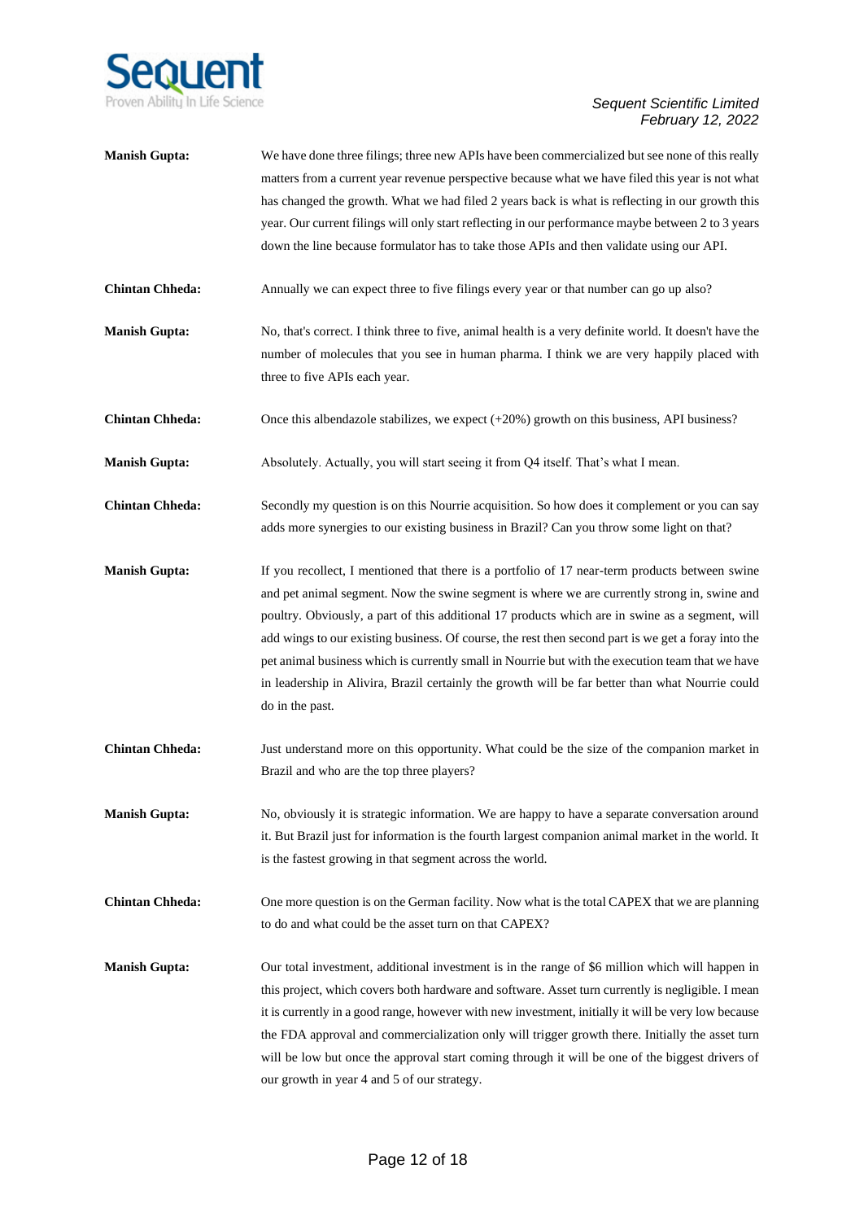**Manish Gupta:** We have done three filings; three new APIs have been commercialized but see none of this really matters from a current year revenue perspective because what we have filed this year is not what has changed the growth. What we had filed 2 years back is what is reflecting in our growth this year. Our current filings will only start reflecting in our performance maybe between 2 to 3 years down the line because formulator has to take those APIs and then validate using our API.

**Chintan Chheda:** Annually we can expect three to five filings every year or that number can go up also?

**Manish Gupta:** No, that's correct. I think three to five, animal health is a very definite world. It doesn't have the number of molecules that you see in human pharma. I think we are very happily placed with three to five APIs each year.

**Chintan Chheda:** Once this albendazole stabilizes, we expect (+20%) growth on this business, API business?

**Manish Gupta:** Absolutely. Actually, you will start seeing it from Q4 itself. That's what I mean.

**Chintan Chheda:** Secondly my question is on this Nourrie acquisition. So how does it complement or you can say adds more synergies to our existing business in Brazil? Can you throw some light on that?

**Manish Gupta:** If you recollect, I mentioned that there is a portfolio of 17 near-term products between swine and pet animal segment. Now the swine segment is where we are currently strong in, swine and poultry. Obviously, a part of this additional 17 products which are in swine as a segment, will add wings to our existing business. Of course, the rest then second part is we get a foray into the pet animal business which is currently small in Nourrie but with the execution team that we have in leadership in Alivira, Brazil certainly the growth will be far better than what Nourrie could do in the past.

**Chintan Chheda:** Just understand more on this opportunity. What could be the size of the companion market in Brazil and who are the top three players?

**Manish Gupta:** No, obviously it is strategic information. We are happy to have a separate conversation around it. But Brazil just for information is the fourth largest companion animal market in the world. It is the fastest growing in that segment across the world.

**Chintan Chheda:** One more question is on the German facility. Now what is the total CAPEX that we are planning to do and what could be the asset turn on that CAPEX?

**Manish Gupta:** Our total investment, additional investment is in the range of $6 million which will happen in this project, which covers both hardware and software. Asset turn currently is negligible. I mean it is currently in a good range, however with new investment, initially it will be very low because the FDA approval and commercialization only will trigger growth there. Initially the asset turn will be low but once the approval start coming through it will be one of the biggest drivers of our growth in year 4 and 5 of our strategy.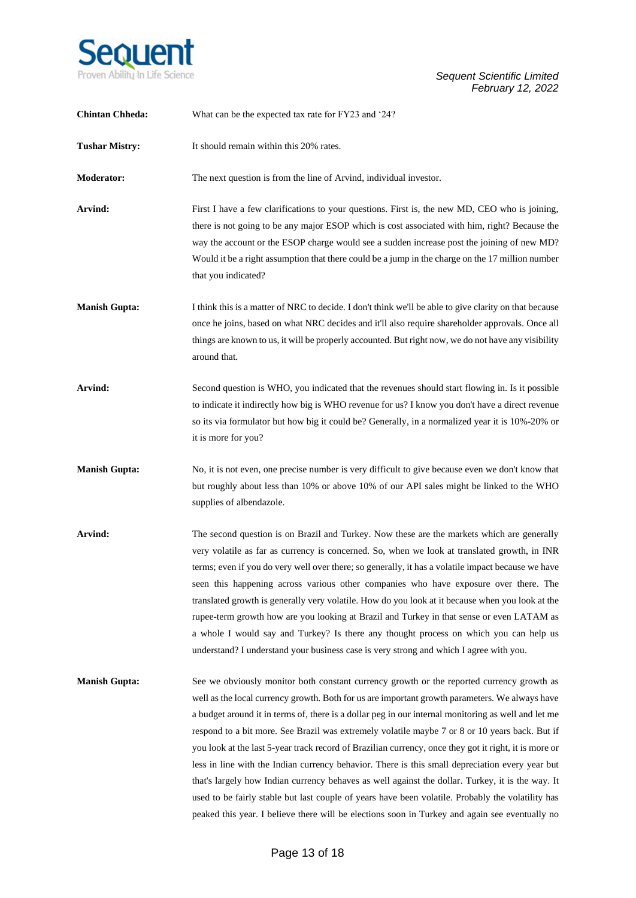**Chintan Chheda:** What can be the expected tax rate for FY23 and '24?

**Tushar Mistry:** It should remain within this 20% rates.

**Moderator:** The next question is from the line of Arvind, individual investor.

**Arvind:** First I have a few clarifications to your questions. First is, the new MD, CEO who is joining, there is not going to be any major ESOP which is cost associated with him, right? Because the way the account or the ESOP charge would see a sudden increase post the joining of new MD? Would it be a right assumption that there could be a jump in the charge on the 17 million number that you indicated?

**Manish Gupta:** I think this is a matter of NRC to decide. I don't think we'll be able to give clarity on that because once he joins, based on what NRC decides and it'll also require shareholder approvals. Once all things are known to us, it will be properly accounted. But right now, we do not have any visibility around that.

**Arvind:** Second question is WHO, you indicated that the revenues should start flowing in. Is it possible to indicate it indirectly how big is WHO revenue for us? I know you don't have a direct revenue so its via formulator but how big it could be? Generally, in a normalized year it is 10%-20% or it is more for you?

**Manish Gupta:** No, it is not even, one precise number is very difficult to give because even we don't know that but roughly about less than 10% or above 10% of our API sales might be linked to the WHO supplies of albendazole.

**Arvind:** The second question is on Brazil and Turkey. Now these are the markets which are generally very volatile as far as currency is concerned. So, when we look at translated growth, in INR terms; even if you do very well over there; so generally, it has a volatile impact because we have seen this happening across various other companies who have exposure over there. The translated growth is generally very volatile. How do you look at it because when you look at the rupee-term growth how are you looking at Brazil and Turkey in that sense or even LATAM as a whole I would say and Turkey? Is there any thought process on which you can help us understand? I understand your business case is very strong and which I agree with you.

**Manish Gupta:** See we obviously monitor both constant currency growth or the reported currency growth as well as the local currency growth. Both for us are important growth parameters. We always have a budget around it in terms of, there is a dollar peg in our internal monitoring as well and let me respond to a bit more. See Brazil was extremely volatile maybe 7 or 8 or 10 years back. But if you look at the last 5-year track record of Brazilian currency, once they got it right, it is more or less in line with the Indian currency behavior. There is this small depreciation every year but that's largely how Indian currency behaves as well against the dollar. Turkey, it is the way. It used to be fairly stable but last couple of years have been volatile. Probably the volatility has peaked this year. I believe there will be elections soon in Turkey and again see eventually no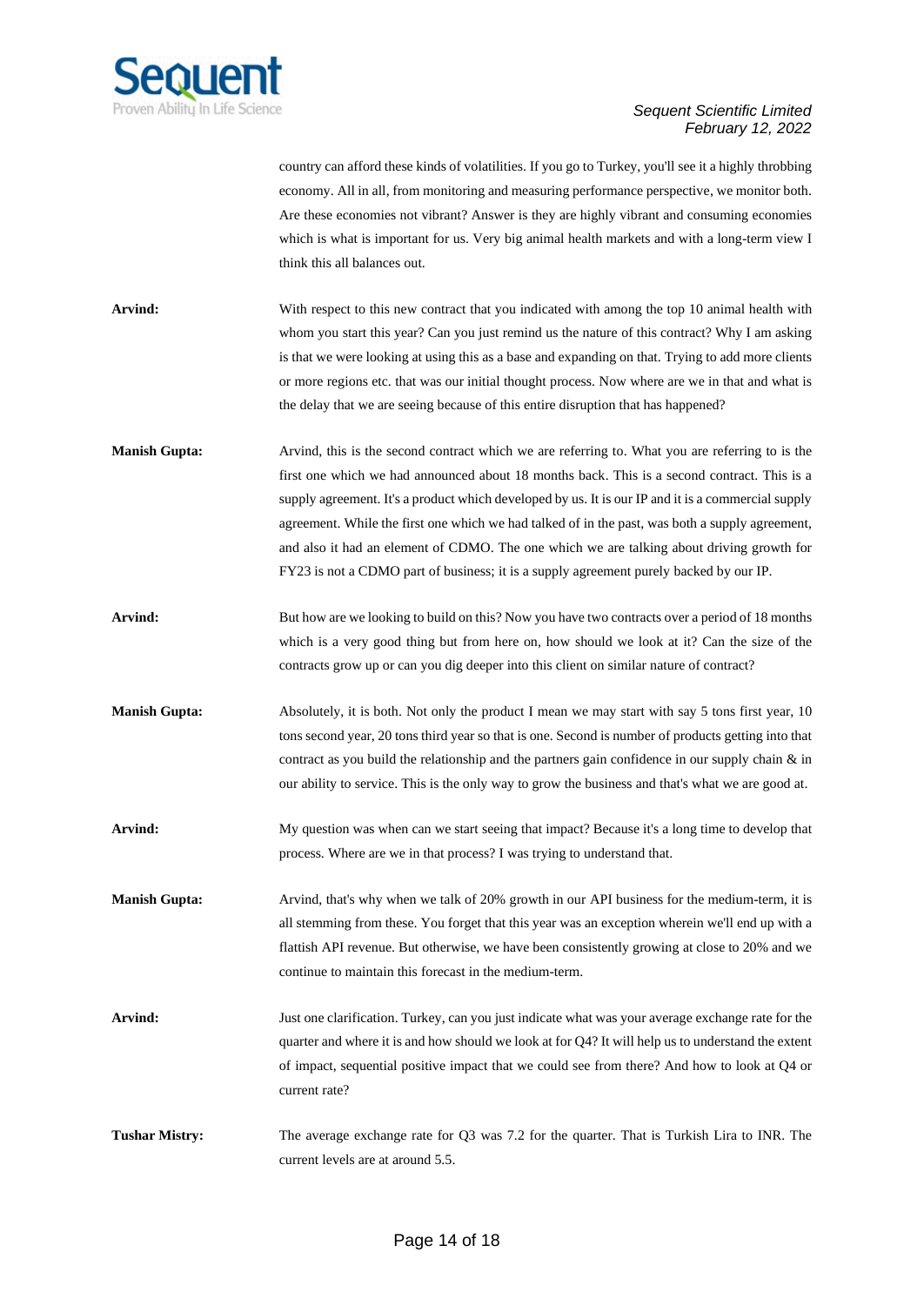country can afford these kinds of volatilities. If you go to Turkey, you'll see it a highly throbbing economy. All in all, from monitoring and measuring performance perspective, we monitor both. Are these economies not vibrant? Answer is they are highly vibrant and consuming economies which is what is important for us. Very big animal health markets and with a long-term view I think this all balances out.

**Arvind:** With respect to this new contract that you indicated with among the top 10 animal health with whom you start this year? Can you just remind us the nature of this contract? Why I am asking is that we were looking at using this as a base and expanding on that. Trying to add more clients or more regions etc. that was our initial thought process. Now where are we in that and what is the delay that we are seeing because of this entire disruption that has happened?

**Manish Gupta:** Arvind, this is the second contract which we are referring to. What you are referring to is the first one which we had announced about 18 months back. This is a second contract. This is a supply agreement. It's a product which developed by us. It is our IP and it is a commercial supply agreement. While the first one which we had talked of in the past, was both a supply agreement, and also it had an element of CDMO. The one which we are talking about driving growth for FY23 is not a CDMO part of business; it is a supply agreement purely backed by our IP.

**Arvind:** But how are we looking to build on this? Now you have two contracts over a period of 18 months which is a very good thing but from here on, how should we look at it? Can the size of the contracts grow up or can you dig deeper into this client on similar nature of contract?

**Manish Gupta:** Absolutely, it is both. Not only the product I mean we may start with say 5 tons first year, 10 tons second year, 20 tons third year so that is one. Second is number of products getting into that contract as you build the relationship and the partners gain confidence in our supply chain & in our ability to service. This is the only way to grow the business and that's what we are good at.

**Arvind:** My question was when can we start seeing that impact? Because it's a long time to develop that process. Where are we in that process? I was trying to understand that.

**Manish Gupta:** Arvind, that's why when we talk of 20% growth in our API business for the medium-term, it is all stemming from these. You forget that this year was an exception wherein we'll end up with a flattish API revenue. But otherwise, we have been consistently growing at close to 20% and we continue to maintain this forecast in the medium-term.

**Arvind:** Just one clarification. Turkey, can you just indicate what was your average exchange rate for the quarter and where it is and how should we look at for Q4? It will help us to understand the extent of impact, sequential positive impact that we could see from there? And how to look at Q4 or current rate?

**Tushar Mistry:** The average exchange rate for Q3 was 7.2 for the quarter. That is Turkish Lira to INR. The current levels are at around 5.5.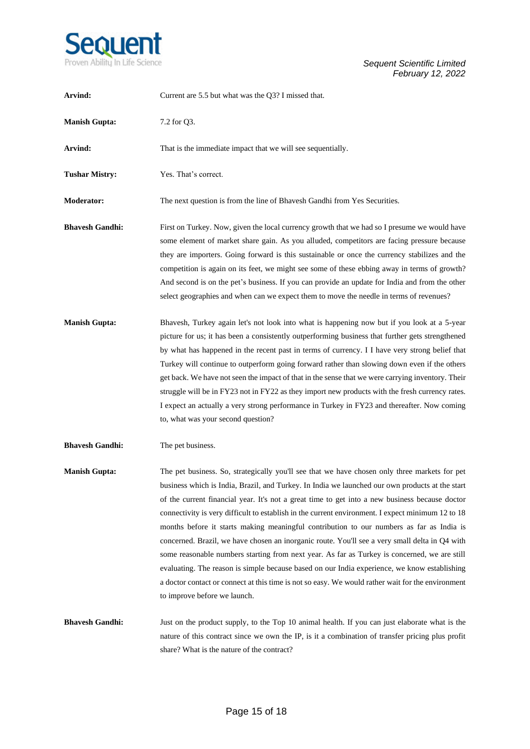**Arvind:** Current are 5.5 but what was the Q3? I missed that.

**Manish Gupta:** 7.2 for Q3.

**Arvind:** That is the immediate impact that we will see sequentially.

**Tushar Mistry:** Yes. That's correct.

**Moderator:** The next question is from the line of Bhavesh Gandhi from Yes Securities.

**Bhavesh Gandhi:** First on Turkey. Now, given the local currency growth that we had so I presume we would have some element of market share gain. As you alluded, competitors are facing pressure because they are importers. Going forward is this sustainable or once the currency stabilizes and the competition is again on its feet, we might see some of these ebbing away in terms of growth? And second is on the pet's business. If you can provide an update for India and from the other select geographies and when can we expect them to move the needle in terms of revenues?

**Manish Gupta:** Bhavesh, Turkey again let's not look into what is happening now but if you look at a 5-year picture for us; it has been a consistently outperforming business that further gets strengthened by what has happened in the recent past in terms of currency. I I have very strong belief that Turkey will continue to outperform going forward rather than slowing down even if the others get back. We have not seen the impact of that in the sense that we were carrying inventory. Their struggle will be in FY23 not in FY22 as they import new products with the fresh currency rates. I expect an actually a very strong performance in Turkey in FY23 and thereafter. Now coming to, what was your second question?

**Bhavesh Gandhi:** The pet business.

**Manish Gupta:** The pet business. So, strategically you'll see that we have chosen only three markets for pet business which is India, Brazil, and Turkey. In India we launched our own products at the start of the current financial year. It's not a great time to get into a new business because doctor connectivity is very difficult to establish in the current environment. I expect minimum 12 to 18 months before it starts making meaningful contribution to our numbers as far as India is concerned. Brazil, we have chosen an inorganic route. You'll see a very small delta in Q4 with some reasonable numbers starting from next year. As far as Turkey is concerned, we are still evaluating. The reason is simple because based on our India experience, we know establishing a doctor contact or connect at this time is not so easy. We would rather wait for the environment to improve before we launch.

**Bhavesh Gandhi:** Just on the product supply, to the Top 10 animal health. If you can just elaborate what is the nature of this contract since we own the IP, is it a combination of transfer pricing plus profit share? What is the nature of the contract?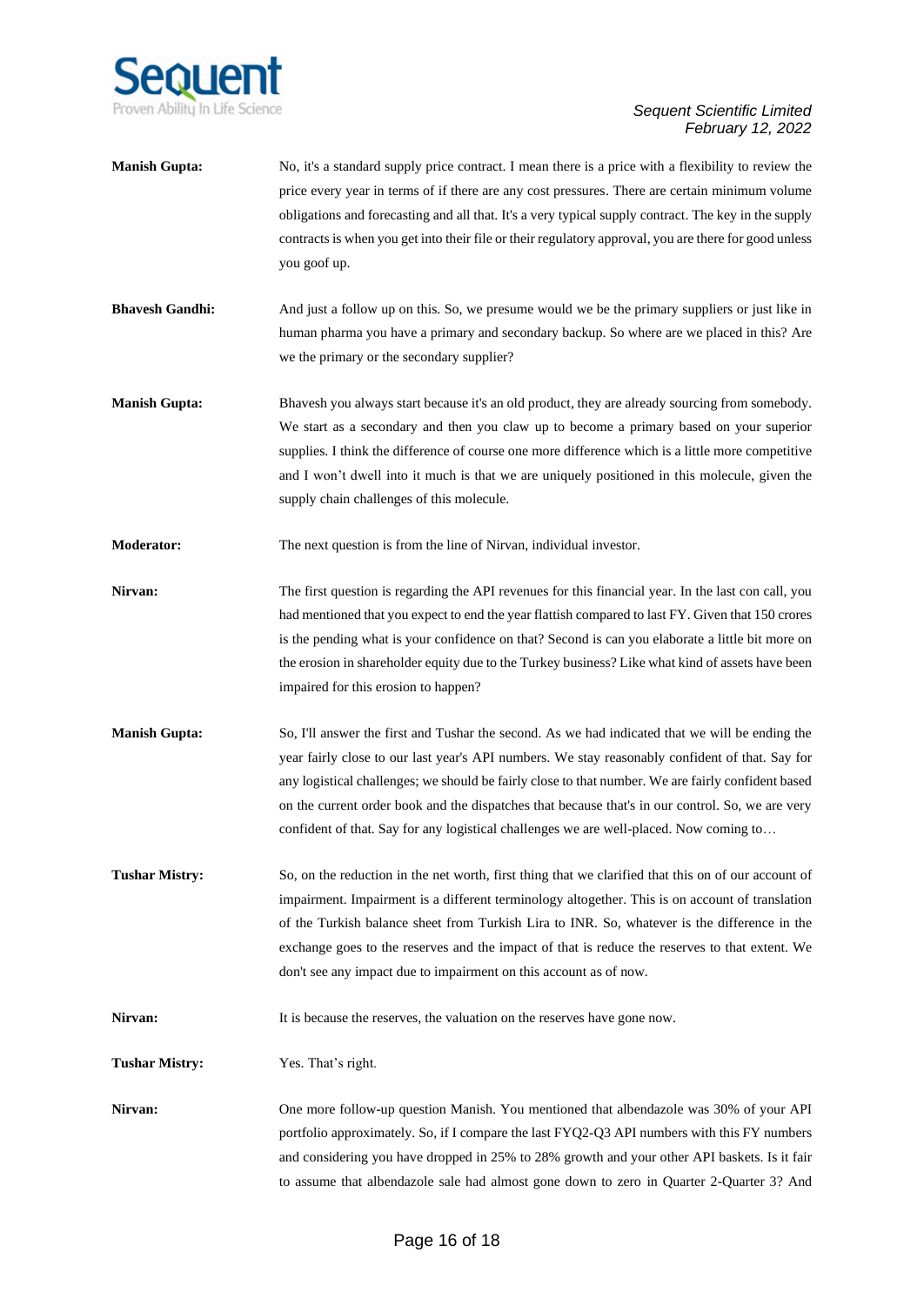**Manish Gupta:** No, it's a standard supply price contract. I mean there is a price with a flexibility to review the price every year in terms of if there are any cost pressures. There are certain minimum volume obligations and forecasting and all that. It's a very typical supply contract. The key in the supply contracts is when you get into their file or their regulatory approval, you are there for good unless you goof up.

**Bhavesh Gandhi:** And just a follow up on this. So, we presume would we be the primary suppliers or just like in human pharma you have a primary and secondary backup. So where are we placed in this? Are we the primary or the secondary supplier?

**Manish Gupta:** Bhavesh you always start because it's an old product, they are already sourcing from somebody. We start as a secondary and then you claw up to become a primary based on your superior supplies. I think the difference of course one more difference which is a little more competitive and I won't dwell into it much is that we are uniquely positioned in this molecule, given the supply chain challenges of this molecule.

**Moderator:** The next question is from the line of Nirvan, individual investor.

**Nirvan:** The first question is regarding the API revenues for this financial year. In the last con call, you had mentioned that you expect to end the year flattish compared to last FY. Given that 150 crores is the pending what is your confidence on that? Second is can you elaborate a little bit more on the erosion in shareholder equity due to the Turkey business? Like what kind of assets have been impaired for this erosion to happen?

**Manish Gupta:** So, I'll answer the first and Tushar the second. As we had indicated that we will be ending the year fairly close to our last year's API numbers. We stay reasonably confident of that. Say for any logistical challenges; we should be fairly close to that number. We are fairly confident based on the current order book and the dispatches that because that's in our control. So, we are very confident of that. Say for any logistical challenges we are well-placed. Now coming to…

**Tushar Mistry:** So, on the reduction in the net worth, first thing that we clarified that this on of our account of impairment. Impairment is a different terminology altogether. This is on account of translation of the Turkish balance sheet from Turkish Lira to INR. So, whatever is the difference in the exchange goes to the reserves and the impact of that is reduce the reserves to that extent. We don't see any impact due to impairment on this account as of now.

**Nirvan:** It is because the reserves, the valuation on the reserves have gone now.

**Tushar Mistry:** Yes. That's right.

**Nirvan:** One more follow-up question Manish. You mentioned that albendazole was 30% of your API portfolio approximately. So, if I compare the last FYQ2-Q3 API numbers with this FY numbers and considering you have dropped in 25% to 28% growth and your other API baskets. Is it fair to assume that albendazole sale had almost gone down to zero in Quarter 2-Quarter 3? And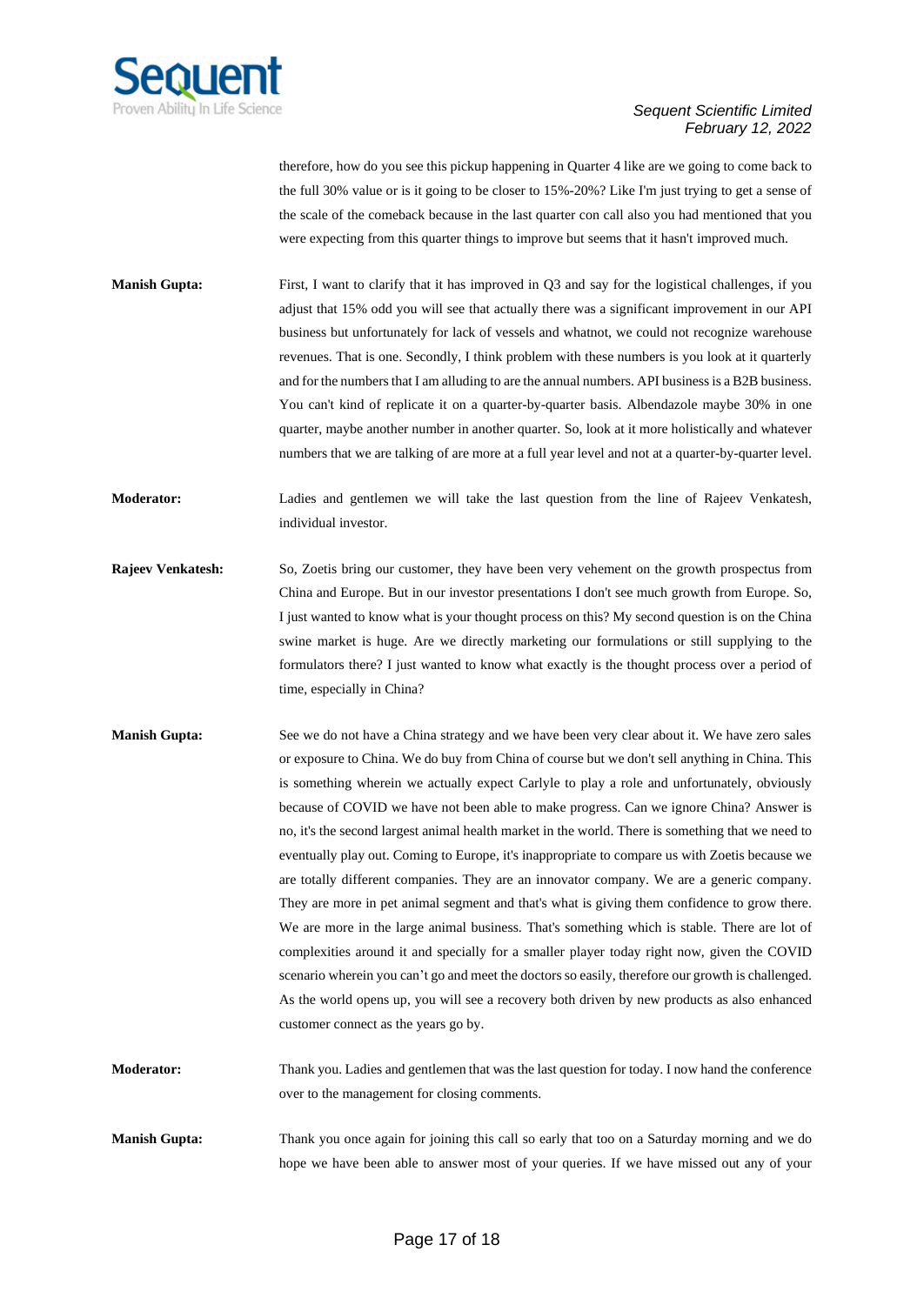therefore, how do you see this pickup happening in Quarter 4 like are we going to come back to the full 30% value or is it going to be closer to 15%-20%? Like I'm just trying to get a sense of the scale of the comeback because in the last quarter con call also you had mentioned that you were expecting from this quarter things to improve but seems that it hasn't improved much.

**Manish Gupta:** First, I want to clarify that it has improved in Q3 and say for the logistical challenges, if you adjust that 15% odd you will see that actually there was a significant improvement in our API business but unfortunately for lack of vessels and whatnot, we could not recognize warehouse revenues. That is one. Secondly, I think problem with these numbers is you look at it quarterly and for the numbers that I am alluding to are the annual numbers. API business is a B2B business. You can't kind of replicate it on a quarter-by-quarter basis. Albendazole maybe 30% in one quarter, maybe another number in another quarter. So, look at it more holistically and whatever numbers that we are talking of are more at a full year level and not at a quarter-by-quarter level.

**Moderator:** Ladies and gentlemen we will take the last question from the line of Rajeev Venkatesh, individual investor.

**Rajeev Venkatesh:** So, Zoetis bring our customer, they have been very vehement on the growth prospectus from China and Europe. But in our investor presentations I don't see much growth from Europe. So, I just wanted to know what is your thought process on this? My second question is on the China swine market is huge. Are we directly marketing our formulations or still supplying to the formulators there? I just wanted to know what exactly is the thought process over a period of time, especially in China?

**Manish Gupta:** See we do not have a China strategy and we have been very clear about it. We have zero sales or exposure to China. We do buy from China of course but we don't sell anything in China. This is something wherein we actually expect Carlyle to play a role and unfortunately, obviously because of COVID we have not been able to make progress. Can we ignore China? Answer is no, it's the second largest animal health market in the world. There is something that we need to eventually play out. Coming to Europe, it's inappropriate to compare us with Zoetis because we are totally different companies. They are an innovator company. We are a generic company. They are more in pet animal segment and that's what is giving them confidence to grow there. We are more in the large animal business. That's something which is stable. There are lot of complexities around it and specially for a smaller player today right now, given the COVID scenario wherein you can't go and meet the doctors so easily, therefore our growth is challenged. As the world opens up, you will see a recovery both driven by new products as also enhanced customer connect as the years go by.

**Moderator:** Thank you. Ladies and gentlemen that was the last question for today. I now hand the conference over to the management for closing comments.

**Manish Gupta:** Thank you once again for joining this call so early that too on a Saturday morning and we do hope we have been able to answer most of your queries. If we have missed out any of your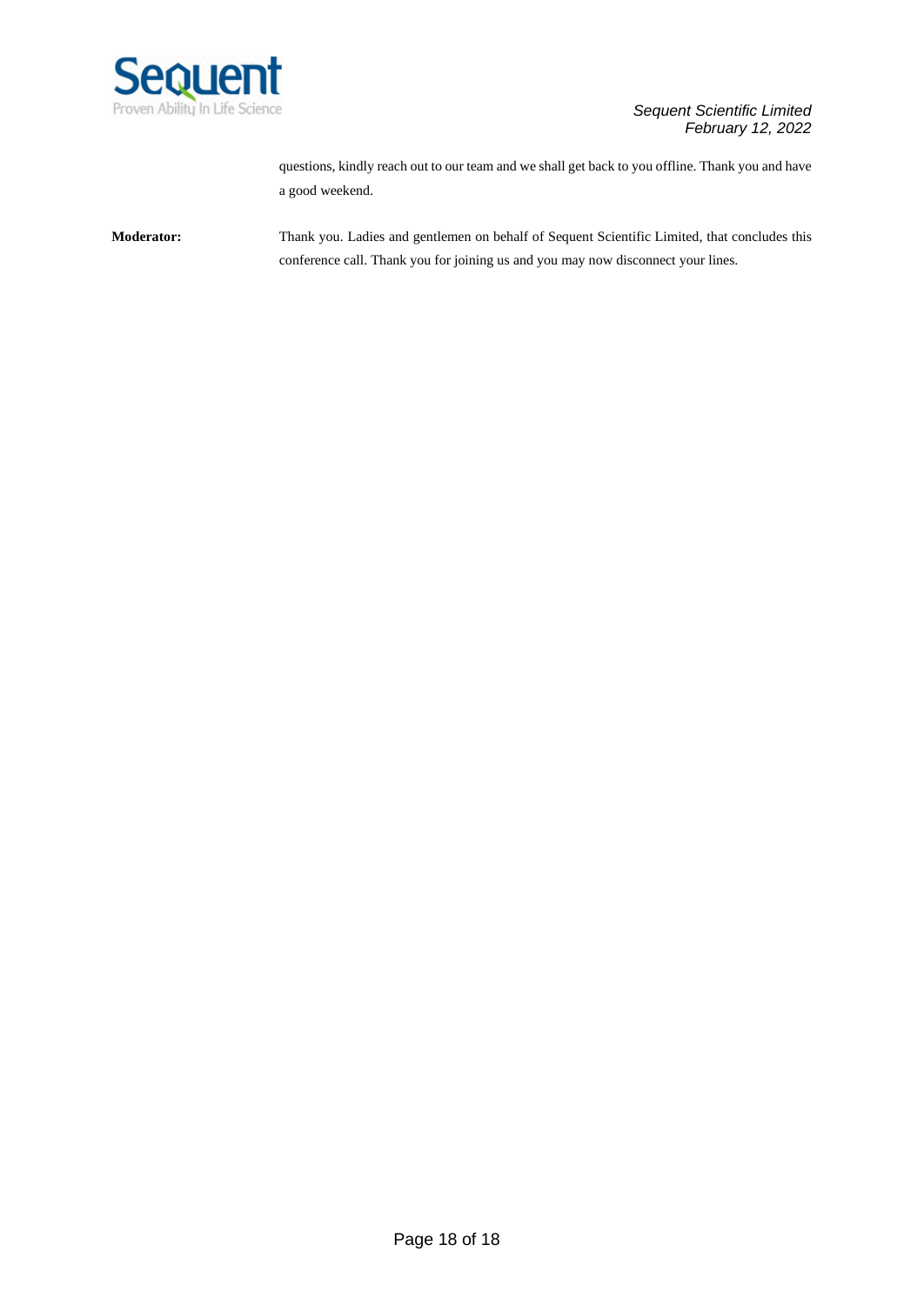questions, kindly reach out to our team and we shall get back to you offline. Thank you and have a good weekend.

**Moderator:** Thank you. Ladies and gentlemen on behalf of Sequent Scientific Limited, that concludes this conference call. Thank you for joining us and you may now disconnect your lines.